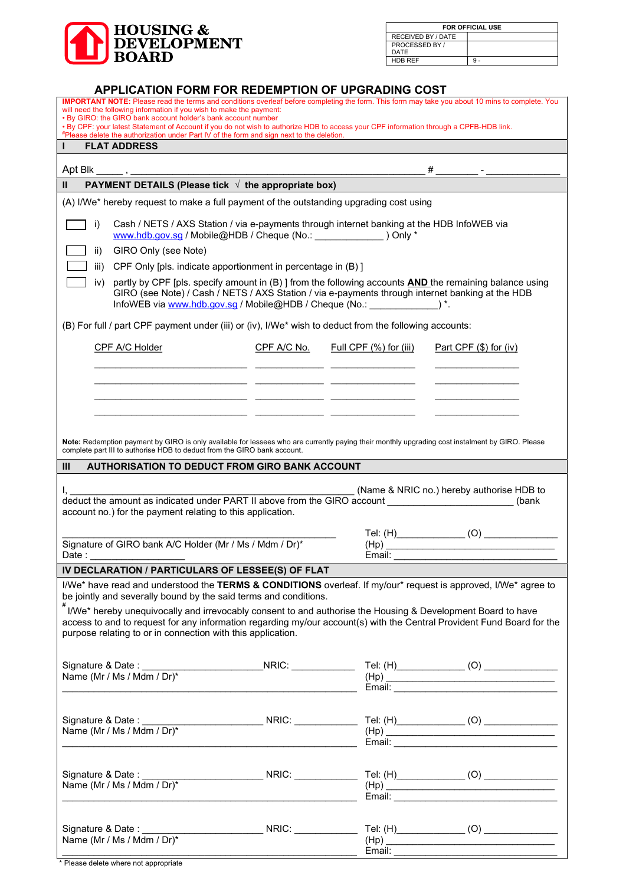**HOUSING & DEVELOPMENT BOARD**

| FOR OFFICIAL USE | |
|---|---|
| RECEIVED BY / DATE | |
| PROCESSED BY / DATE | |
| HDB REF | 9 - |

# APPLICATION FORM FOR REDEMPTION OF UPGRADING COST

**IMPORTANT NOTE:** Please read the terms and conditions overleaf before completing the form. This form may take you about 10 mins to complete. You will need the following information if you wish to make the payment:
• By GIRO: the GIRO bank account holder's bank account number
• By CPF: your latest Statement of Account if you do not wish to authorize HDB to access your CPF information through a CPFB-HDB link.
[#]Please delete the authorization under Part IV of the form and sign next to the deletion.

## I FLAT ADDRESS

Apt Blk _____ , ______________________________________________ # _______ - ___________

## II PAYMENT DETAILS (Please tick √ the appropriate box)

(A) I/We* hereby request to make a full payment of the outstanding upgrading cost using

☐ i) Cash / NETS / AXS Station / via e-payments through internet banking at the HDB InfoWEB via www.hdb.gov.sg / Mobile@HDB / Cheque (No.: ____________ ) Only *

☐ ii) GIRO Only (see Note)

☐ iii) CPF Only [pls. indicate apportionment in percentage in (B) ]

☐ iv) partly by CPF [pls. specify amount in (B) ] from the following accounts **AND** the remaining balance using GIRO (see Note) / Cash / NETS / AXS Station / via e-payments through internet banking at the HDB InfoWEB via www.hdb.gov.sg / Mobile@HDB / Cheque (No.: ____________) *.

(B) For full / part CPF payment under (iii) or (iv), I/We* wish to deduct from the following accounts:

| CPF A/C Holder | CPF A/C No. | Full CPF (%) for (iii) | Part CPF ($) for (iv) |
|---|---|---|---|
| | | | |
| | | | |
| | | | |
| | | | |

**Note:** Redemption payment by GIRO is only available for lessees who are currently paying their monthly upgrading cost instalment by GIRO. Please complete part III to authorise HDB to deduct from the GIRO bank account.

## III AUTHORISATION TO DEDUCT FROM GIRO BANK ACCOUNT

I, ______________________________________________ (Name & NRIC no.) hereby authorise HDB to deduct the amount as indicated under PART II above from the GIRO account ____________________ (bank account no.) for the payment relating to this application.

______________________________________________
Signature of GIRO bank A/C Holder (Mr / Ms / Mdm / Dr)*
Date : _______________

Tel: (H)___________ (O) ___________
(Hp) ______________________________
Email: _____________________________

## IV DECLARATION / PARTICULARS OF LESSEE(S) OF FLAT

I/We* have read and understood the **TERMS & CONDITIONS** overleaf. If my/our* request is approved, I/We* agree to be jointly and severally bound by the said terms and conditions.

[#] I/We* hereby unequivocally and irrevocably consent to and authorise the Housing & Development Board to have access to and to request for any information regarding my/our account(s) with the Central Provident Fund Board for the purpose relating to or in connection with this application.

Signature & Date : ____________________ NRIC: ___________
Name (Mr / Ms / Mdm / Dr)*
______________________________________________
Tel: (H)___________ (O) ___________
(Hp) ______________________________
Email: _____________________________

Signature & Date : ____________________ NRIC: ___________
Name (Mr / Ms / Mdm / Dr)*
______________________________________________
Tel: (H)___________ (O) ___________
(Hp) ______________________________
Email: _____________________________

Signature & Date : ____________________ NRIC: ___________
Name (Mr / Ms / Mdm / Dr)*
______________________________________________
Tel: (H)___________ (O) ___________
(Hp) ______________________________
Email: _____________________________

Signature & Date : ____________________ NRIC: ___________
Name (Mr / Ms / Mdm / Dr)*
______________________________________________
Tel: (H)___________ (O) ___________
(Hp) ______________________________
Email: _____________________________

\* Please delete where not appropriate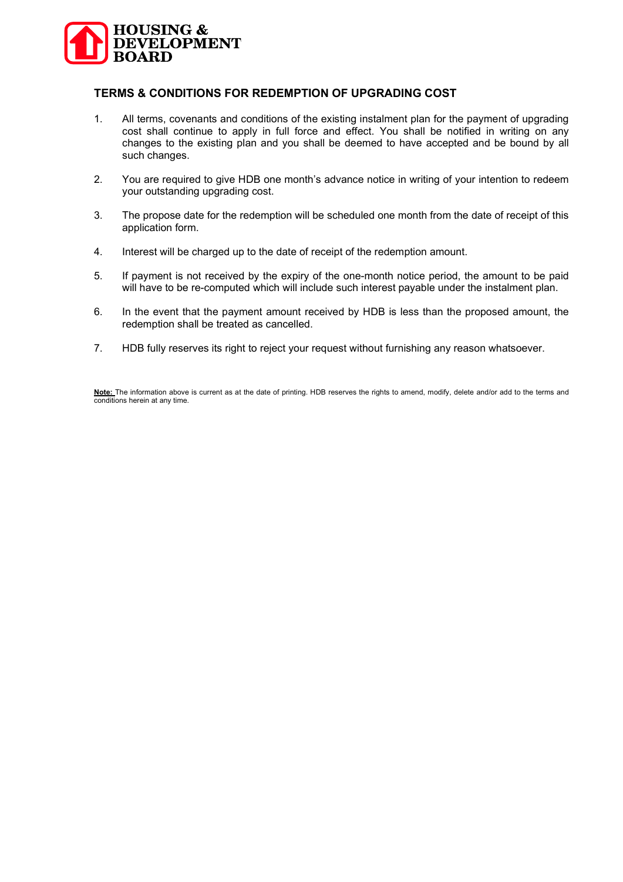HOUSING & DEVELOPMENT BOARD

## TERMS & CONDITIONS FOR REDEMPTION OF UPGRADING COST

1. All terms, covenants and conditions of the existing instalment plan for the payment of upgrading cost shall continue to apply in full force and effect. You shall be notified in writing on any changes to the existing plan and you shall be deemed to have accepted and be bound by all such changes.

2. You are required to give HDB one month's advance notice in writing of your intention to redeem your outstanding upgrading cost.

3. The propose date for the redemption will be scheduled one month from the date of receipt of this application form.

4. Interest will be charged up to the date of receipt of the redemption amount.

5. If payment is not received by the expiry of the one-month notice period, the amount to be paid will have to be re-computed which will include such interest payable under the instalment plan.

6. In the event that the payment amount received by HDB is less than the proposed amount, the redemption shall be treated as cancelled.

7. HDB fully reserves its right to reject your request without furnishing any reason whatsoever.

**Note:** The information above is current as at the date of printing. HDB reserves the rights to amend, modify, delete and/or add to the terms and conditions herein at any time.